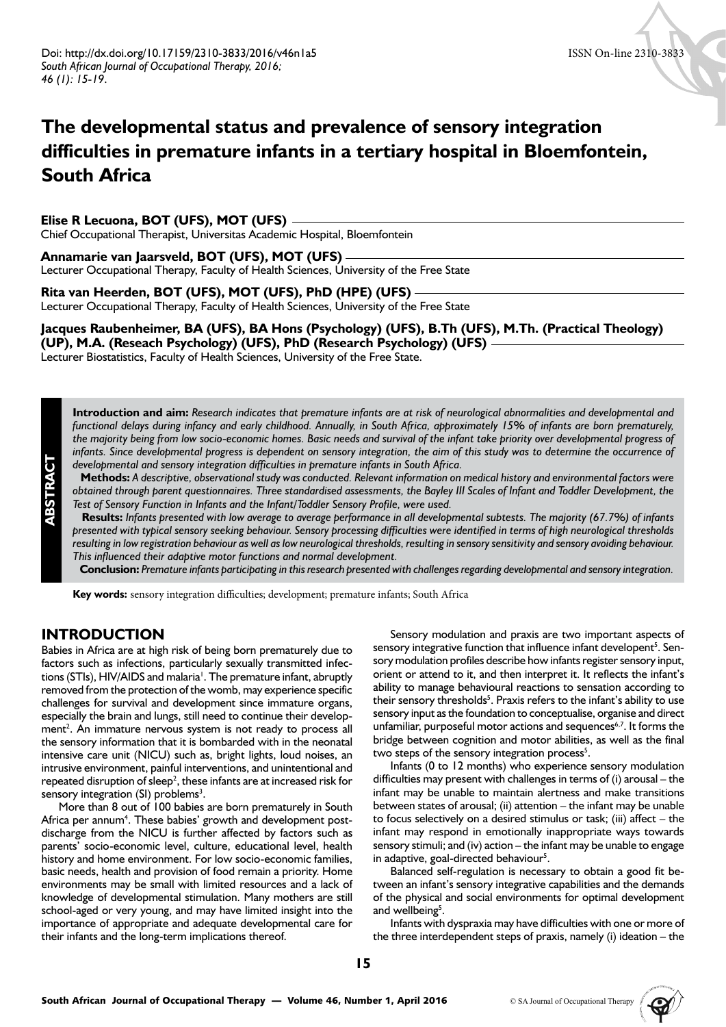Doi: http://dx.doi.org/10.17159/2310-3833/2016/v46n1a5
*South African Journal of Occupational Therapy, 2016; 46 (1): 15-19.*

ISSN On-line 2310-3833

# The developmental status and prevalence of sensory integration difficulties in premature infants in a tertiary hospital in Bloemfontein, South Africa

**Elise R Lecuona, BOT (UFS), MOT (UFS)**
Chief Occupational Therapist, Universitas Academic Hospital, Bloemfontein

**Annamarie van Jaarsveld, BOT (UFS), MOT (UFS)**
Lecturer Occupational Therapy, Faculty of Health Sciences, University of the Free State

**Rita van Heerden, BOT (UFS), MOT (UFS), PhD (HPE) (UFS)**
Lecturer Occupational Therapy, Faculty of Health Sciences, University of the Free State

**Jacques Raubenheimer, BA (UFS), BA Hons (Psychology) (UFS), B.Th (UFS), M.Th. (Practical Theology) (UP), M.A. (Reseach Psychology) (UFS), PhD (Research Psychology) (UFS)**
Lecturer Biostatistics, Faculty of Health Sciences, University of the Free State.

## ABSTRACT

**Introduction and aim:** *Research indicates that premature infants are at risk of neurological abnormalities and developmental and functional delays during infancy and early childhood. Annually, in South Africa, approximately 15% of infants are born prematurely, the majority being from low socio-economic homes. Basic needs and survival of the infant take priority over developmental progress of infants. Since developmental progress is dependent on sensory integration, the aim of this study was to determine the occurrence of developmental and sensory integration difficulties in premature infants in South Africa.*

**Methods:** *A descriptive, observational study was conducted. Relevant information on medical history and environmental factors were obtained through parent questionnaires. Three standardised assessments, the Bayley III Scales of Infant and Toddler Development, the Test of Sensory Function in Infants and the Infant/Toddler Sensory Profile, were used.*

**Results:** *Infants presented with low average to average performance in all developmental subtests. The majority (67.7%) of infants presented with typical sensory seeking behaviour. Sensory processing difficulties were identified in terms of high neurological thresholds resulting in low registration behaviour as well as low neurological thresholds, resulting in sensory sensitivity and sensory avoiding behaviour. This influenced their adaptive motor functions and normal development.*

**Conclusion:** *Premature infants participating in this research presented with challenges regarding developmental and sensory integration.*

**Key words:** sensory integration difficulties; development; premature infants; South Africa

## INTRODUCTION

Babies in Africa are at high risk of being born prematurely due to factors such as infections, particularly sexually transmitted infections (STIs), HIV/AIDS and malaria[1]. The premature infant, abruptly removed from the protection of the womb, may experience specific challenges for survival and development since immature organs, especially the brain and lungs, still need to continue their development[2]. An immature nervous system is not ready to process all the sensory information that it is bombarded with in the neonatal intensive care unit (NICU) such as, bright lights, loud noises, an intrusive environment, painful interventions, and unintentional and repeated disruption of sleep[2], these infants are at increased risk for sensory integration (SI) problems[3].

More than 8 out of 100 babies are born prematurely in South Africa per annum[4]. These babies' growth and development post-discharge from the NICU is further affected by factors such as parents' socio-economic level, culture, educational level, health history and home environment. For low socio-economic families, basic needs, health and provision of food remain a priority. Home environments may be small with limited resources and a lack of knowledge of developmental stimulation. Many mothers are still school-aged or very young, and may have limited insight into the importance of appropriate and adequate developmental care for their infants and the long-term implications thereof.

Sensory modulation and praxis are two important aspects of sensory integrative function that influence infant developent[5]. Sensory modulation profiles describe how infants register sensory input, orient or attend to it, and then interpret it. It reflects the infant's ability to manage behavioural reactions to sensation according to their sensory thresholds[5]. Praxis refers to the infant's ability to use sensory input as the foundation to conceptualise, organise and direct unfamiliar, purposeful motor actions and sequences[6,7]. It forms the bridge between cognition and motor abilities, as well as the final two steps of the sensory integration process[5].

Infants (0 to 12 months) who experience sensory modulation difficulties may present with challenges in terms of (i) arousal – the infant may be unable to maintain alertness and make transitions between states of arousal; (ii) attention – the infant may be unable to focus selectively on a desired stimulus or task; (iii) affect – the infant may respond in emotionally inappropriate ways towards sensory stimuli; and (iv) action – the infant may be unable to engage in adaptive, goal-directed behaviour[5].

Balanced self-regulation is necessary to obtain a good fit between an infant's sensory integrative capabilities and the demands of the physical and social environments for optimal development and wellbeing[5].

Infants with dyspraxia may have difficulties with one or more of the three interdependent steps of praxis, namely (i) ideation – the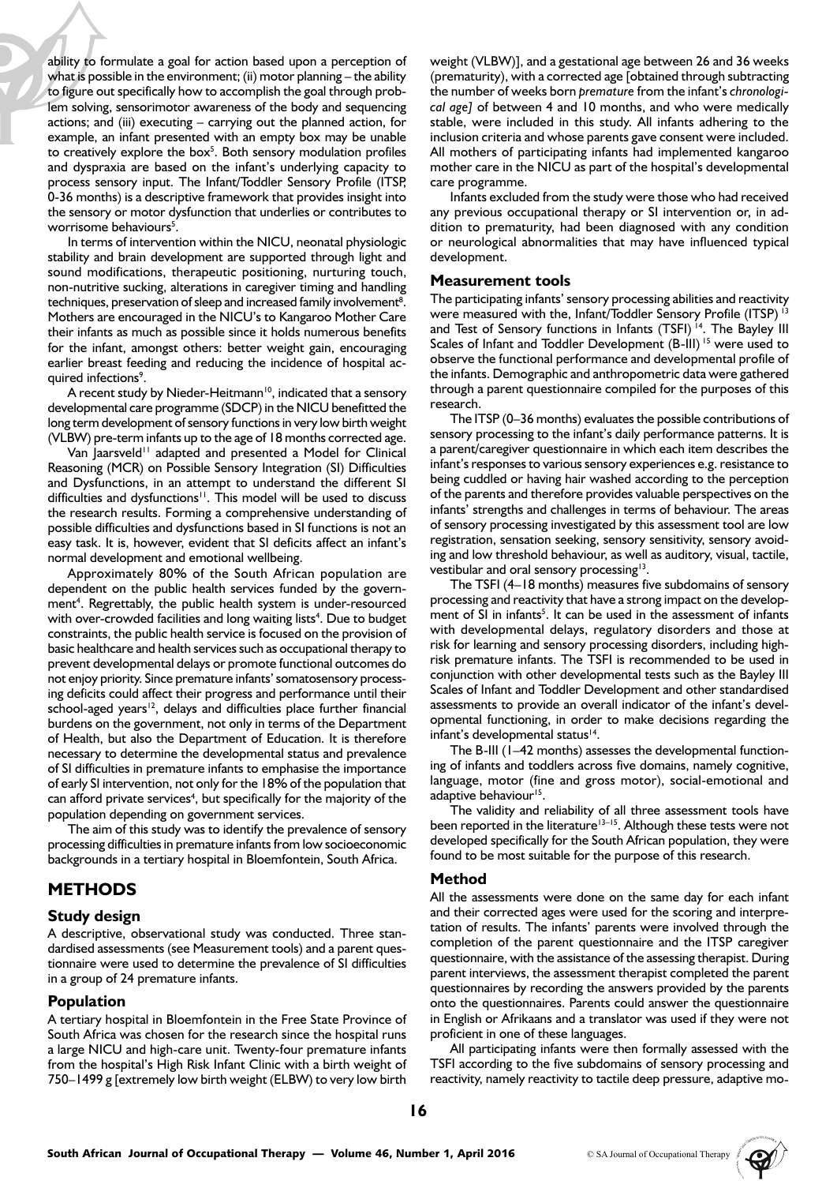ability to formulate a goal for action based upon a perception of what is possible in the environment; (ii) motor planning – the ability to figure out specifically how to accomplish the goal through problem solving, sensorimotor awareness of the body and sequencing actions; and (iii) executing – carrying out the planned action, for example, an infant presented with an empty box may be unable to creatively explore the box[5]. Both sensory modulation profiles and dyspraxia are based on the infant's underlying capacity to process sensory input. The Infant/Toddler Sensory Profile (ITSP, 0-36 months) is a descriptive framework that provides insight into the sensory or motor dysfunction that underlies or contributes to worrisome behaviours[5].

In terms of intervention within the NICU, neonatal physiologic stability and brain development are supported through light and sound modifications, therapeutic positioning, nurturing touch, non-nutritive sucking, alterations in caregiver timing and handling techniques, preservation of sleep and increased family involvement[8]. Mothers are encouraged in the NICU's to Kangaroo Mother Care their infants as much as possible since it holds numerous benefits for the infant, amongst others: better weight gain, encouraging earlier breast feeding and reducing the incidence of hospital acquired infections[9].

A recent study by Nieder-Heitmann[10], indicated that a sensory developmental care programme (SDCP) in the NICU benefitted the long term development of sensory functions in very low birth weight (VLBW) pre-term infants up to the age of 18 months corrected age.

Van Jaarsveld[11] adapted and presented a Model for Clinical Reasoning (MCR) on Possible Sensory Integration (SI) Difficulties and Dysfunctions, in an attempt to understand the different SI difficulties and dysfunctions[11]. This model will be used to discuss the research results. Forming a comprehensive understanding of possible difficulties and dysfunctions based in SI functions is not an easy task. It is, however, evident that SI deficits affect an infant's normal development and emotional wellbeing.

Approximately 80% of the South African population are dependent on the public health services funded by the government[4]. Regrettably, the public health system is under-resourced with over-crowded facilities and long waiting lists[4]. Due to budget constraints, the public health service is focused on the provision of basic healthcare and health services such as occupational therapy to prevent developmental delays or promote functional outcomes do not enjoy priority. Since premature infants' somatosensory processing deficits could affect their progress and performance until their school-aged years[12], delays and difficulties place further financial burdens on the government, not only in terms of the Department of Health, but also the Department of Education. It is therefore necessary to determine the developmental status and prevalence of SI difficulties in premature infants to emphasise the importance of early SI intervention, not only for the 18% of the population that can afford private services[4], but specifically for the majority of the population depending on government services.

The aim of this study was to identify the prevalence of sensory processing difficulties in premature infants from low socioeconomic backgrounds in a tertiary hospital in Bloemfontein, South Africa.

## METHODS

### Study design

A descriptive, observational study was conducted. Three standardised assessments (see Measurement tools) and a parent questionnaire were used to determine the prevalence of SI difficulties in a group of 24 premature infants.

### Population

A tertiary hospital in Bloemfontein in the Free State Province of South Africa was chosen for the research since the hospital runs a large NICU and high-care unit. Twenty-four premature infants from the hospital's High Risk Infant Clinic with a birth weight of 750–1499 g [extremely low birth weight (ELBW) to very low birth weight (VLBW)], and a gestational age between 26 and 36 weeks (prematurity), with a corrected age [obtained through subtracting the number of weeks born *premature* from the infant's *chronological age]* of between 4 and 10 months, and who were medically stable, were included in this study. All infants adhering to the inclusion criteria and whose parents gave consent were included. All mothers of participating infants had implemented kangaroo mother care in the NICU as part of the hospital's developmental care programme.

Infants excluded from the study were those who had received any previous occupational therapy or SI intervention or, in addition to prematurity, had been diagnosed with any condition or neurological abnormalities that may have influenced typical development.

### Measurement tools

The participating infants' sensory processing abilities and reactivity were measured with the, Infant/Toddler Sensory Profile (ITSP) [13] and Test of Sensory functions in Infants (TSFI) [14]. The Bayley III Scales of Infant and Toddler Development (B-III) [15] were used to observe the functional performance and developmental profile of the infants. Demographic and anthropometric data were gathered through a parent questionnaire compiled for the purposes of this research.

The ITSP (0–36 months) evaluates the possible contributions of sensory processing to the infant's daily performance patterns. It is a parent/caregiver questionnaire in which each item describes the infant's responses to various sensory experiences e.g. resistance to being cuddled or having hair washed according to the perception of the parents and therefore provides valuable perspectives on the infants' strengths and challenges in terms of behaviour. The areas of sensory processing investigated by this assessment tool are low registration, sensation seeking, sensory sensitivity, sensory avoiding and low threshold behaviour, as well as auditory, visual, tactile, vestibular and oral sensory processing[13].

The TSFI (4–18 months) measures five subdomains of sensory processing and reactivity that have a strong impact on the development of SI in infants[5]. It can be used in the assessment of infants with developmental delays, regulatory disorders and those at risk for learning and sensory processing disorders, including high-risk premature infants. The TSFI is recommended to be used in conjunction with other developmental tests such as the Bayley III Scales of Infant and Toddler Development and other standardised assessments to provide an overall indicator of the infant's developmental functioning, in order to make decisions regarding the infant's developmental status[14].

The B-III (1–42 months) assesses the developmental functioning of infants and toddlers across five domains, namely cognitive, language, motor (fine and gross motor), social-emotional and adaptive behaviour[15].

The validity and reliability of all three assessment tools have been reported in the literature[13–15]. Although these tests were not developed specifically for the South African population, they were found to be most suitable for the purpose of this research.

### Method

All the assessments were done on the same day for each infant and their corrected ages were used for the scoring and interpretation of results. The infants' parents were involved through the completion of the parent questionnaire and the ITSP caregiver questionnaire, with the assistance of the assessing therapist. During parent interviews, the assessment therapist completed the parent questionnaires by recording the answers provided by the parents onto the questionnaires. Parents could answer the questionnaire in English or Afrikaans and a translator was used if they were not proficient in one of these languages.

All participating infants were then formally assessed with the TSFI according to the five subdomains of sensory processing and reactivity, namely reactivity to tactile deep pressure, adaptive mo-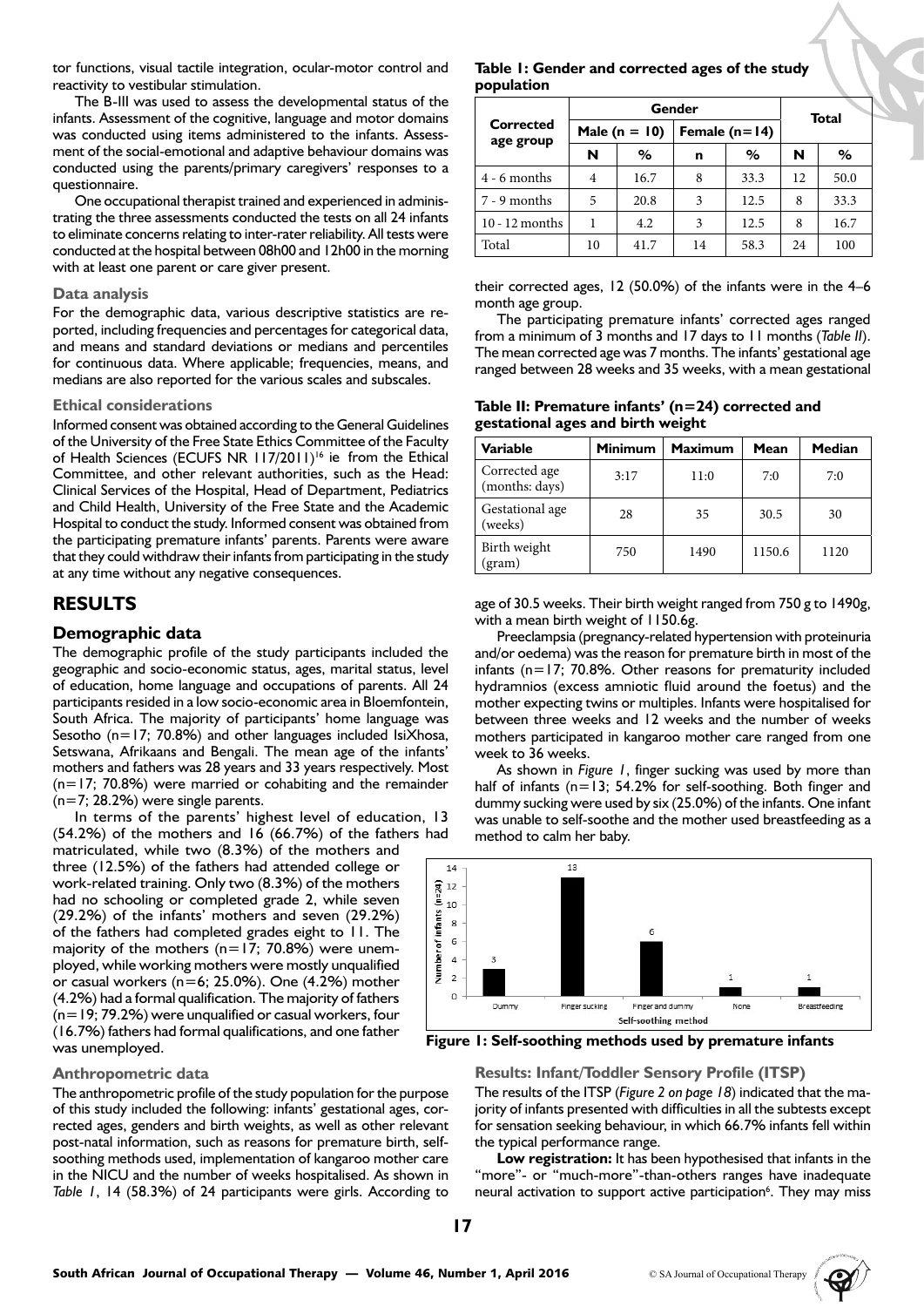tor functions, visual tactile integration, ocular-motor control and reactivity to vestibular stimulation.

The B-III was used to assess the developmental status of the infants. Assessment of the cognitive, language and motor domains was conducted using items administered to the infants. Assessment of the social-emotional and adaptive behaviour domains was conducted using the parents/primary caregivers' responses to a questionnaire.

One occupational therapist trained and experienced in administrating the three assessments conducted the tests on all 24 infants to eliminate concerns relating to inter-rater reliability. All tests were conducted at the hospital between 08h00 and 12h00 in the morning with at least one parent or care giver present.

### Data analysis

For the demographic data, various descriptive statistics are reported, including frequencies and percentages for categorical data, and means and standard deviations or medians and percentiles for continuous data. Where applicable; frequencies, means, and medians are also reported for the various scales and subscales.

### Ethical considerations

Informed consent was obtained according to the General Guidelines of the University of the Free State Ethics Committee of the Faculty of Health Sciences (ECUFS NR 117/2011)[16] ie from the Ethical Committee, and other relevant authorities, such as the Head: Clinical Services of the Hospital, Head of Department, Pediatrics and Child Health, University of the Free State and the Academic Hospital to conduct the study. Informed consent was obtained from the participating premature infants' parents. Parents were aware that they could withdraw their infants from participating in the study at any time without any negative consequences.

# RESULTS

## Demographic data

The demographic profile of the study participants included the geographic and socio-economic status, ages, marital status, level of education, home language and occupations of parents. All 24 participants resided in a low socio-economic area in Bloemfontein, South Africa. The majority of participants' home language was Sesotho (n=17; 70.8%) and other languages included IsiXhosa, Setswana, Afrikaans and Bengali. The mean age of the infants' mothers and fathers was 28 years and 33 years respectively. Most (n=17; 70.8%) were married or cohabiting and the remainder (n=7; 28.2%) were single parents.

In terms of the parents' highest level of education, 13 (54.2%) of the mothers and 16 (66.7%) of the fathers had matriculated, while two (8.3%) of the mothers and three (12.5%) of the fathers had attended college or work-related training. Only two (8.3%) of the mothers had no schooling or completed grade 2, while seven (29.2%) of the infants' mothers and seven (29.2%) of the fathers had completed grades eight to 11. The majority of the mothers (n=17; 70.8%) were unemployed, while working mothers were mostly unqualified or casual workers (n=6; 25.0%). One (4.2%) mother (4.2%) had a formal qualification. The majority of fathers (n=19; 79.2%) were unqualified or casual workers, four (16.7%) fathers had formal qualifications, and one father was unemployed.

### Anthropometric data

The anthropometric profile of the study population for the purpose of this study included the following: infants' gestational ages, corrected ages, genders and birth weights, as well as other relevant post-natal information, such as reasons for premature birth, self-soothing methods used, implementation of kangaroo mother care in the NICU and the number of weeks hospitalised. As shown in *Table 1*, 14 (58.3%) of 24 participants were girls. According to their corrected ages, 12 (50.0%) of the infants were in the 4–6 month age group.

**Table 1: Gender and corrected ages of the study population**

| Corrected age group | Gender | | | | Total | |
|---|---|---|---|---|---|---|
| | Male (n = 10) | | Female (n=14) | | | |
| | N | % | n | % | N | % |
| 4 - 6 months | 4 | 16.7 | 8 | 33.3 | 12 | 50.0 |
| 7 - 9 months | 5 | 20.8 | 3 | 12.5 | 8 | 33.3 |
| 10 - 12 months | 1 | 4.2 | 3 | 12.5 | 8 | 16.7 |
| Total | 10 | 41.7 | 14 | 58.3 | 24 | 100 |

The participating premature infants' corrected ages ranged from a minimum of 3 months and 17 days to 11 months (*Table II*). The mean corrected age was 7 months. The infants' gestational age ranged between 28 weeks and 35 weeks, with a mean gestational age of 30.5 weeks. Their birth weight ranged from 750 g to 1490g, with a mean birth weight of 1150.6g.

**Table II: Premature infants' (n=24) corrected and gestational ages and birth weight**

| Variable | Minimum | Maximum | Mean | Median |
|---|---|---|---|---|
| Corrected age (months: days) | 3:17 | 11:0 | 7:0 | 7:0 |
| Gestational age (weeks) | 28 | 35 | 30.5 | 30 |
| Birth weight (gram) | 750 | 1490 | 1150.6 | 1120 |

Preeclampsia (pregnancy-related hypertension with proteinuria and/or oedema) was the reason for premature birth in most of the infants (n=17; 70.8%. Other reasons for prematurity included hydramnios (excess amniotic fluid around the foetus) and the mother expecting twins or multiples. Infants were hospitalised for between three weeks and 12 weeks and the number of weeks mothers participated in kangaroo mother care ranged from one week to 36 weeks.

As shown in *Figure 1*, finger sucking was used by more than half of infants (n=13; 54.2% for self-soothing. Both finger and dummy sucking were used by six (25.0%) of the infants. One infant was unable to self-soothe and the mother used breastfeeding as a method to calm her baby.

**Figure 1: Self-soothing methods used by premature infants**

### Results: Infant/Toddler Sensory Profile (ITSP)

The results of the ITSP (*Figure 2 on page 18*) indicated that the majority of infants presented with difficulties in all the subtests except for sensation seeking behaviour, in which 66.7% infants fell within the typical performance range.

**Low registration:** It has been hypothesised that infants in the "more"- or "much-more"-than-others ranges have inadequate neural activation to support active participation[6]. They may miss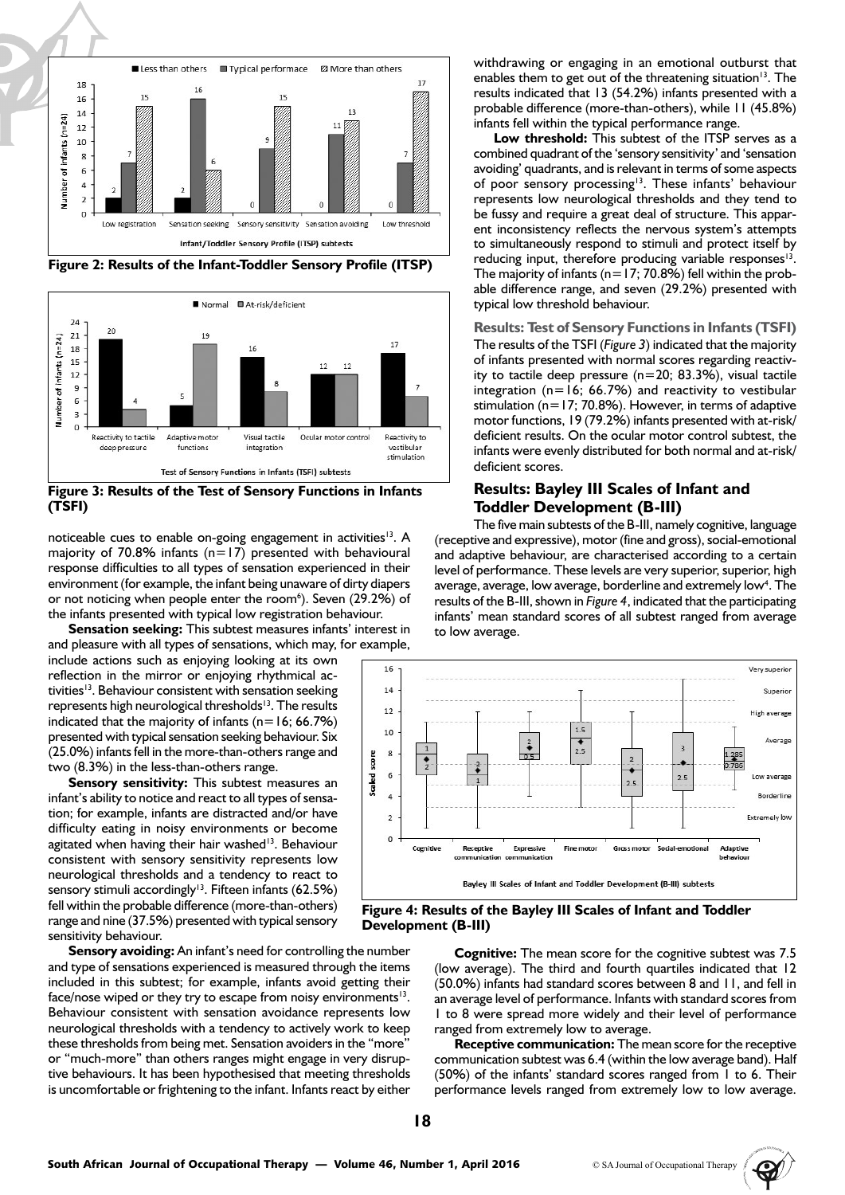Figure 2: Results of the Infant-Toddler Sensory Profile (ITSP)

Figure 3: Results of the Test of Sensory Functions in Infants (TSFI)

noticeable cues to enable on-going engagement in activities[13]. A majority of 70.8% infants (n=17) presented with behavioural response difficulties to all types of sensation experienced in their environment (for example, the infant being unaware of dirty diapers or not noticing when people enter the room[6]). Seven (29.2%) of the infants presented with typical low registration behaviour.

**Sensation seeking:** This subtest measures infants' interest in and pleasure with all types of sensations, which may, for example, include actions such as enjoying looking at its own reflection in the mirror or enjoying rhythmical activities[13]. Behaviour consistent with sensation seeking represents high neurological thresholds[13]. The results indicated that the majority of infants (n=16; 66.7%) presented with typical sensation seeking behaviour. Six (25.0%) infants fell in the more-than-others range and two (8.3%) in the less-than-others range.

**Sensory sensitivity:** This subtest measures an infant's ability to notice and react to all types of sensation; for example, infants are distracted and/or have difficulty eating in noisy environments or become agitated when having their hair washed[13]. Behaviour consistent with sensory sensitivity represents low neurological thresholds and a tendency to react to sensory stimuli accordingly[13]. Fifteen infants (62.5%) fell within the probable difference (more-than-others) range and nine (37.5%) presented with typical sensory sensitivity behaviour.

**Sensory avoiding:** An infant's need for controlling the number and type of sensations experienced is measured through the items included in this subtest; for example, infants avoid getting their face/nose wiped or they try to escape from noisy environments[13]. Behaviour consistent with sensation avoidance represents low neurological thresholds with a tendency to actively work to keep these thresholds from being met. Sensation avoiders in the "more" or "much-more" than others ranges might engage in very disruptive behaviours. It has been hypothesised that meeting thresholds is uncomfortable or frightening to the infant. Infants react by either withdrawing or engaging in an emotional outburst that enables them to get out of the threatening situation[13]. The results indicated that 13 (54.2%) infants presented with a probable difference (more-than-others), while 11 (45.8%) infants fell within the typical performance range.

**Low threshold:** This subtest of the ITSP serves as a combined quadrant of the 'sensory sensitivity' and 'sensation avoiding' quadrants, and is relevant in terms of some aspects of poor sensory processing[13]. These infants' behaviour represents low neurological thresholds and they tend to be fussy and require a great deal of structure. This apparent inconsistency reflects the nervous system's attempts to simultaneously respond to stimuli and protect itself by reducing input, therefore producing variable responses[13]. The majority of infants (n=17; 70.8%) fell within the probable difference range, and seven (29.2%) presented with typical low threshold behaviour.

## Results: Test of Sensory Functions in Infants (TSFI)

The results of the TSFI (*Figure 3*) indicated that the majority of infants presented with normal scores regarding reactivity to tactile deep pressure (n=20; 83.3%), visual tactile integration (n=16; 66.7%) and reactivity to vestibular stimulation (n=17; 70.8%). However, in terms of adaptive motor functions, 19 (79.2%) infants presented with at-risk/deficient results. On the ocular motor control subtest, the infants were evenly distributed for both normal and at-risk/deficient scores.

## Results: Bayley III Scales of Infant and Toddler Development (B-III)

The five main subtests of the B-III, namely cognitive, language (receptive and expressive), motor (fine and gross), social-emotional and adaptive behaviour, are characterised according to a certain level of performance. These levels are very superior, superior, high average, average, low average, borderline and extremely low[4]. The results of the B-III, shown in *Figure 4*, indicated that the participating infants' mean standard scores of all subtest ranged from average to low average.

Figure 4: Results of the Bayley III Scales of Infant and Toddler Development (B-III)

**Cognitive:** The mean score for the cognitive subtest was 7.5 (low average). The third and fourth quartiles indicated that 12 (50.0%) infants had standard scores between 8 and 11, and fell in an average level of performance. Infants with standard scores from 1 to 8 were spread more widely and their level of performance ranged from extremely low to average.

**Receptive communication:** The mean score for the receptive communication subtest was 6.4 (within the low average band). Half (50%) of the infants' standard scores ranged from 1 to 6. Their performance levels ranged from extremely low to low average.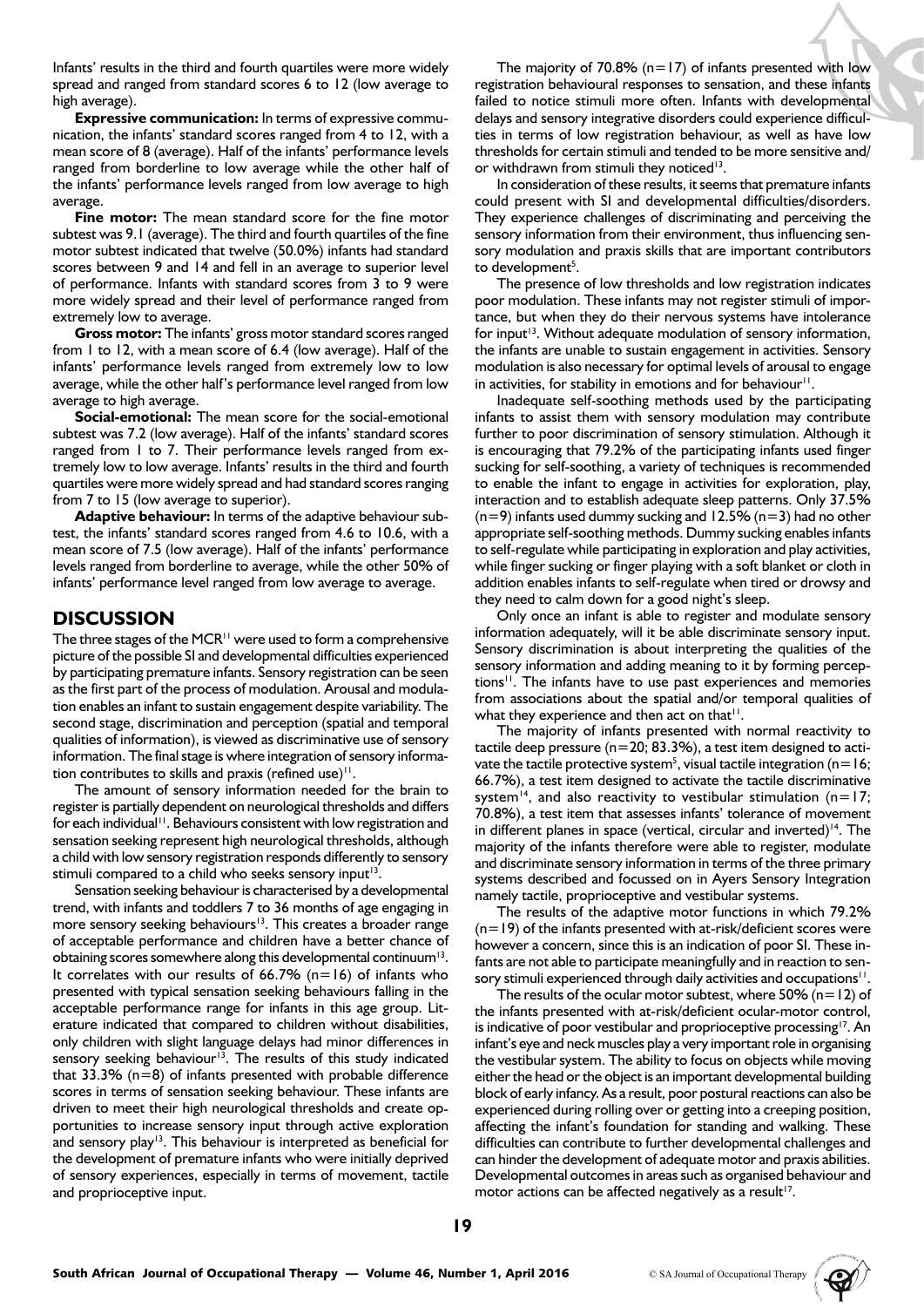Infants' results in the third and fourth quartiles were more widely spread and ranged from standard scores 6 to 12 (low average to high average).

**Expressive communication:** In terms of expressive communication, the infants' standard scores ranged from 4 to 12, with a mean score of 8 (average). Half of the infants' performance levels ranged from borderline to low average while the other half of the infants' performance levels ranged from low average to high average.

**Fine motor:** The mean standard score for the fine motor subtest was 9.1 (average). The third and fourth quartiles of the fine motor subtest indicated that twelve (50.0%) infants had standard scores between 9 and 14 and fell in an average to superior level of performance. Infants with standard scores from 3 to 9 were more widely spread and their level of performance ranged from extremely low to average.

**Gross motor:** The infants' gross motor standard scores ranged from 1 to 12, with a mean score of 6.4 (low average). Half of the infants' performance levels ranged from extremely low to low average, while the other half's performance level ranged from low average to high average.

**Social-emotional:** The mean score for the social-emotional subtest was 7.2 (low average). Half of the infants' standard scores ranged from 1 to 7. Their performance levels ranged from extremely low to low average. Infants' results in the third and fourth quartiles were more widely spread and had standard scores ranging from 7 to 15 (low average to superior).

**Adaptive behaviour:** In terms of the adaptive behaviour subtest, the infants' standard scores ranged from 4.6 to 10.6, with a mean score of 7.5 (low average). Half of the infants' performance levels ranged from borderline to average, while the other 50% of infants' performance level ranged from low average to average.

## DISCUSSION

The three stages of the MCR[11] were used to form a comprehensive picture of the possible SI and developmental difficulties experienced by participating premature infants. Sensory registration can be seen as the first part of the process of modulation. Arousal and modulation enables an infant to sustain engagement despite variability. The second stage, discrimination and perception (spatial and temporal qualities of information), is viewed as discriminative use of sensory information. The final stage is where integration of sensory information contributes to skills and praxis (refined use)[11].

The amount of sensory information needed for the brain to register is partially dependent on neurological thresholds and differs for each individual[11]. Behaviours consistent with low registration and sensation seeking represent high neurological thresholds, although a child with low sensory registration responds differently to sensory stimuli compared to a child who seeks sensory input[13].

Sensation seeking behaviour is characterised by a developmental trend, with infants and toddlers 7 to 36 months of age engaging in more sensory seeking behaviours[13]. This creates a broader range of acceptable performance and children have a better chance of obtaining scores somewhere along this developmental continuum[13]. It correlates with our results of 66.7% (n=16) of infants who presented with typical sensation seeking behaviours falling in the acceptable performance range for infants in this age group. Literature indicated that compared to children without disabilities, only children with slight language delays had minor differences in sensory seeking behaviour[13]. The results of this study indicated that 33.3% (n=8) of infants presented with probable difference scores in terms of sensation seeking behaviour. These infants are driven to meet their high neurological thresholds and create opportunities to increase sensory input through active exploration and sensory play[13]. This behaviour is interpreted as beneficial for the development of premature infants who were initially deprived of sensory experiences, especially in terms of movement, tactile and proprioceptive input.

The majority of 70.8% (n=17) of infants presented with low registration behavioural responses to sensation, and these infants failed to notice stimuli more often. Infants with developmental delays and sensory integrative disorders could experience difficulties in terms of low registration behaviour, as well as have low thresholds for certain stimuli and tended to be more sensitive and/or withdrawn from stimuli they noticed[13].

In consideration of these results, it seems that premature infants could present with SI and developmental difficulties/disorders. They experience challenges of discriminating and perceiving the sensory information from their environment, thus influencing sensory modulation and praxis skills that are important contributors to development[5].

The presence of low thresholds and low registration indicates poor modulation. These infants may not register stimuli of importance, but when they do their nervous systems have intolerance for input[13]. Without adequate modulation of sensory information, the infants are unable to sustain engagement in activities. Sensory modulation is also necessary for optimal levels of arousal to engage in activities, for stability in emotions and for behaviour[11].

Inadequate self-soothing methods used by the participating infants to assist them with sensory modulation may contribute further to poor discrimination of sensory stimulation. Although it is encouraging that 79.2% of the participating infants used finger sucking for self-soothing, a variety of techniques is recommended to enable the infant to engage in activities for exploration, play, interaction and to establish adequate sleep patterns. Only 37.5% (n=9) infants used dummy sucking and 12.5% (n=3) had no other appropriate self-soothing methods. Dummy sucking enables infants to self-regulate while participating in exploration and play activities, while finger sucking or finger playing with a soft blanket or cloth in addition enables infants to self-regulate when tired or drowsy and they need to calm down for a good night's sleep.

Only once an infant is able to register and modulate sensory information adequately, will it be able discriminate sensory input. Sensory discrimination is about interpreting the qualities of the sensory information and adding meaning to it by forming perceptions[11]. The infants have to use past experiences and memories from associations about the spatial and/or temporal qualities of what they experience and then act on that[11].

The majority of infants presented with normal reactivity to tactile deep pressure (n=20; 83.3%), a test item designed to activate the tactile protective system[5], visual tactile integration (n=16; 66.7%), a test item designed to activate the tactile discriminative system[14], and also reactivity to vestibular stimulation (n=17; 70.8%), a test item that assesses infants' tolerance of movement in different planes in space (vertical, circular and inverted)[14]. The majority of the infants therefore were able to register, modulate and discriminate sensory information in terms of the three primary systems described and focussed on in Ayers Sensory Integration namely tactile, proprioceptive and vestibular systems.

The results of the adaptive motor functions in which 79.2% (n=19) of the infants presented with at-risk/deficient scores were however a concern, since this is an indication of poor SI. These infants are not able to participate meaningfully and in reaction to sensory stimuli experienced through daily activities and occupations[11].

The results of the ocular motor subtest, where 50% (n=12) of the infants presented with at-risk/deficient ocular-motor control, is indicative of poor vestibular and proprioceptive processing[17]. An infant's eye and neck muscles play a very important role in organising the vestibular system. The ability to focus on objects while moving either the head or the object is an important developmental building block of early infancy. As a result, poor postural reactions can also be experienced during rolling over or getting into a creeping position, affecting the infant's foundation for standing and walking. These difficulties can contribute to further developmental challenges and can hinder the development of adequate motor and praxis abilities. Developmental outcomes in areas such as organised behaviour and motor actions can be affected negatively as a result[17].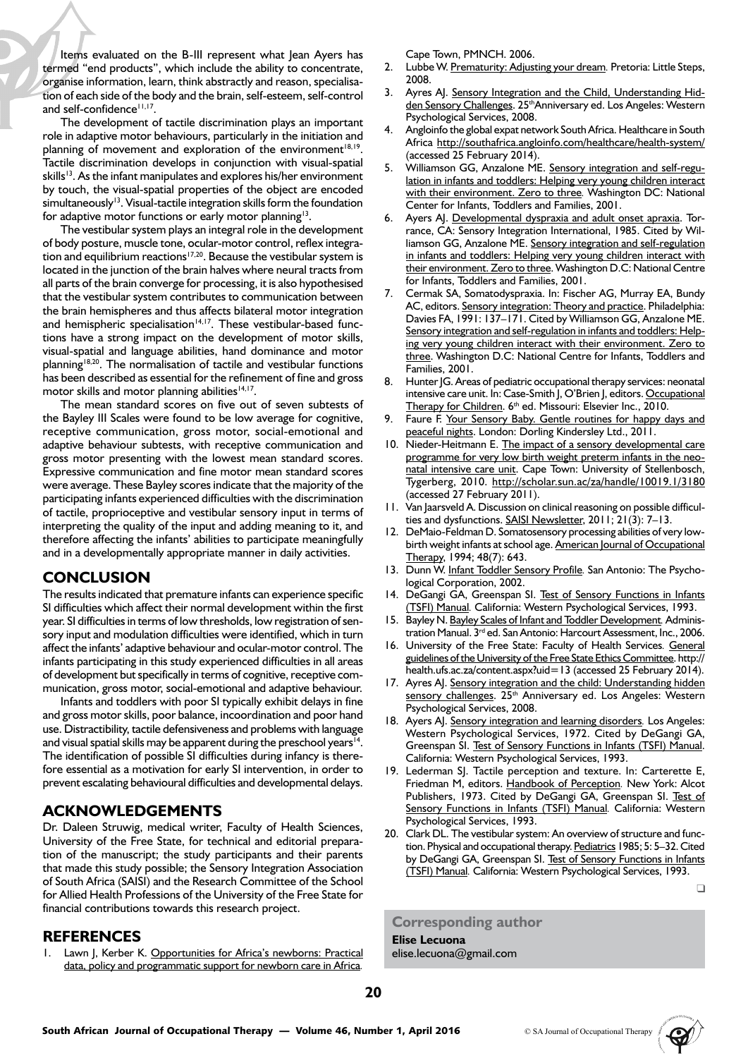Items evaluated on the B-III represent what Jean Ayers has termed "end products", which include the ability to concentrate, organise information, learn, think abstractly and reason, specialisation of each side of the body and the brain, self-esteem, self-control and self-confidence[11,17].

The development of tactile discrimination plays an important role in adaptive motor behaviours, particularly in the initiation and planning of movement and exploration of the environment[18,19]. Tactile discrimination develops in conjunction with visual-spatial skills[13]. As the infant manipulates and explores his/her environment by touch, the visual-spatial properties of the object are encoded simultaneously[13]. Visual-tactile integration skills form the foundation for adaptive motor functions or early motor planning[13].

The vestibular system plays an integral role in the development of body posture, muscle tone, ocular-motor control, reflex integration and equilibrium reactions[17,20]. Because the vestibular system is located in the junction of the brain halves where neural tracts from all parts of the brain converge for processing, it is also hypothesised that the vestibular system contributes to communication between the brain hemispheres and thus affects bilateral motor integration and hemispheric specialisation[14,17]. These vestibular-based functions have a strong impact on the development of motor skills, visual-spatial and language abilities, hand dominance and motor planning[18,20]. The normalisation of tactile and vestibular functions has been described as essential for the refinement of fine and gross motor skills and motor planning abilities[14,17].

The mean standard scores on five out of seven subtests of the Bayley III Scales were found to be low average for cognitive, receptive communication, gross motor, social-emotional and adaptive behaviour subtests, with receptive communication and gross motor presenting with the lowest mean standard scores. Expressive communication and fine motor mean standard scores were average. These Bayley scores indicate that the majority of the participating infants experienced difficulties with the discrimination of tactile, proprioceptive and vestibular sensory input in terms of interpreting the quality of the input and adding meaning to it, and therefore affecting the infants' abilities to participate meaningfully and in a developmentally appropriate manner in daily activities.

## CONCLUSION

The results indicated that premature infants can experience specific SI difficulties which affect their normal development within the first year. SI difficulties in terms of low thresholds, low registration of sensory input and modulation difficulties were identified, which in turn affect the infants' adaptive behaviour and ocular-motor control. The infants participating in this study experienced difficulties in all areas of development but specifically in terms of cognitive, receptive communication, gross motor, social-emotional and adaptive behaviour.

Infants and toddlers with poor SI typically exhibit delays in fine and gross motor skills, poor balance, incoordination and poor hand use. Distractibility, tactile defensiveness and problems with language and visual spatial skills may be apparent during the preschool years[14]. The identification of possible SI difficulties during infancy is therefore essential as a motivation for early SI intervention, in order to prevent escalating behavioural difficulties and developmental delays.

## ACKNOWLEDGEMENTS

Dr. Daleen Struwig, medical writer, Faculty of Health Sciences, University of the Free State, for technical and editorial preparation of the manuscript; the study participants and their parents that made this study possible; the Sensory Integration Association of South Africa (SAISI) and the Research Committee of the School for Allied Health Professions of the University of the Free State for financial contributions towards this research project.

## REFERENCES

1. Lawn J, Kerber K. Opportunities for Africa's newborns: Practical data, policy and programmatic support for newborn care in Africa. Cape Town, PMNCH. 2006.
2. Lubbe W. Prematurity: Adjusting your dream. Pretoria: Little Steps, 2008.
3. Ayres AJ. Sensory Integration and the Child, Understanding Hidden Sensory Challenges. 25th Anniversary ed. Los Angeles: Western Psychological Services, 2008.
4. Angloinfo the global expat network South Africa. Healthcare in South Africa http://southafrica.angloinfo.com/healthcare/health-system/ (accessed 25 February 2014).
5. Williamson GG, Anzalone ME. Sensory integration and self-regulation in infants and toddlers: Helping very young children interact with their environment. Zero to three. Washington DC: National Center for Infants, Toddlers and Families, 2001.
6. Ayers AJ. Developmental dyspraxia and adult onset apraxia. Torrance, CA: Sensory Integration International, 1985. Cited by Williamson GG, Anzalone ME. Sensory integration and self-regulation in infants and toddlers: Helping very young children interact with their environment. Zero to three. Washington D.C: National Centre for Infants, Toddlers and Families, 2001.
7. Cermak SA, Somatodyspraxia. In: Fischer AG, Murray EA, Bundy AC, editors. Sensory integration: Theory and practice. Philadelphia: Davies FA, 1991: 137–171. Cited by Williamson GG, Anzalone ME. Sensory integration and self-regulation in infants and toddlers: Helping very young children interact with their environment. Zero to three. Washington D.C: National Centre for Infants, Toddlers and Families, 2001.
8. Hunter JG. Areas of pediatric occupational therapy services: neonatal intensive care unit. In: Case-Smith J, O'Brien J, editors. Occupational Therapy for Children. 6th ed. Missouri: Elsevier Inc., 2010.
9. Faure F. Your Sensory Baby. Gentle routines for happy days and peaceful nights. London: Dorling Kindersley Ltd., 2011.
10. Nieder-Heitmann E. The impact of a sensory developmental care programme for very low birth weight preterm infants in the neonatal intensive care unit. Cape Town: University of Stellenbosch, Tygerberg, 2010. http://scholar.sun.ac/za/handle/10019.1/3180 (accessed 27 February 2011).
11. Van Jaarsveld A. Discussion on clinical reasoning on possible difficulties and dysfunctions. SAISI Newsletter, 2011; 21(3): 7–13.
12. DeMaio-Feldman D. Somatosensory processing abilities of very low-birth weight infants at school age. American Journal of Occupational Therapy, 1994; 48(7): 643.
13. Dunn W. Infant Toddler Sensory Profile. San Antonio: The Psychological Corporation, 2002.
14. DeGangi GA, Greenspan SI. Test of Sensory Functions in Infants (TSFI) Manual. California: Western Psychological Services, 1993.
15. Bayley N. Bayley Scales of Infant and Toddler Development. Administration Manual. 3rd ed. San Antonio: Harcourt Assessment, Inc., 2006.
16. University of the Free State: Faculty of Health Services. General guidelines of the University of the Free State Ethics Committee. http://health.ufs.ac.za/content.aspx?uid=13 (accessed 25 February 2014).
17. Ayres AJ. Sensory integration and the child: Understanding hidden sensory challenges. 25th Anniversary ed. Los Angeles: Western Psychological Services, 2008.
18. Ayers AJ. Sensory integration and learning disorders. Los Angeles: Western Psychological Services, 1972. Cited by DeGangi GA, Greenspan SI. Test of Sensory Functions in Infants (TSFI) Manual. California: Western Psychological Services, 1993.
19. Lederman SJ. Tactile perception and texture. In: Carterette E, Friedman M, editors. Handbook of Perception. New York: Alcot Publishers, 1973. Cited by DeGangi GA, Greenspan SI. Test of Sensory Functions in Infants (TSFI) Manual. California: Western Psychological Services, 1993.
20. Clark DL. The vestibular system: An overview of structure and function. Physical and occupational therapy. Pediatrics 1985; 5: 5–32. Cited by DeGangi GA, Greenspan SI. Test of Sensory Functions in Infants (TSFI) Manual. California: Western Psychological Services, 1993.

❑

**Corresponding author**

**Elise Lecuona**

elise.lecuona@gmail.com